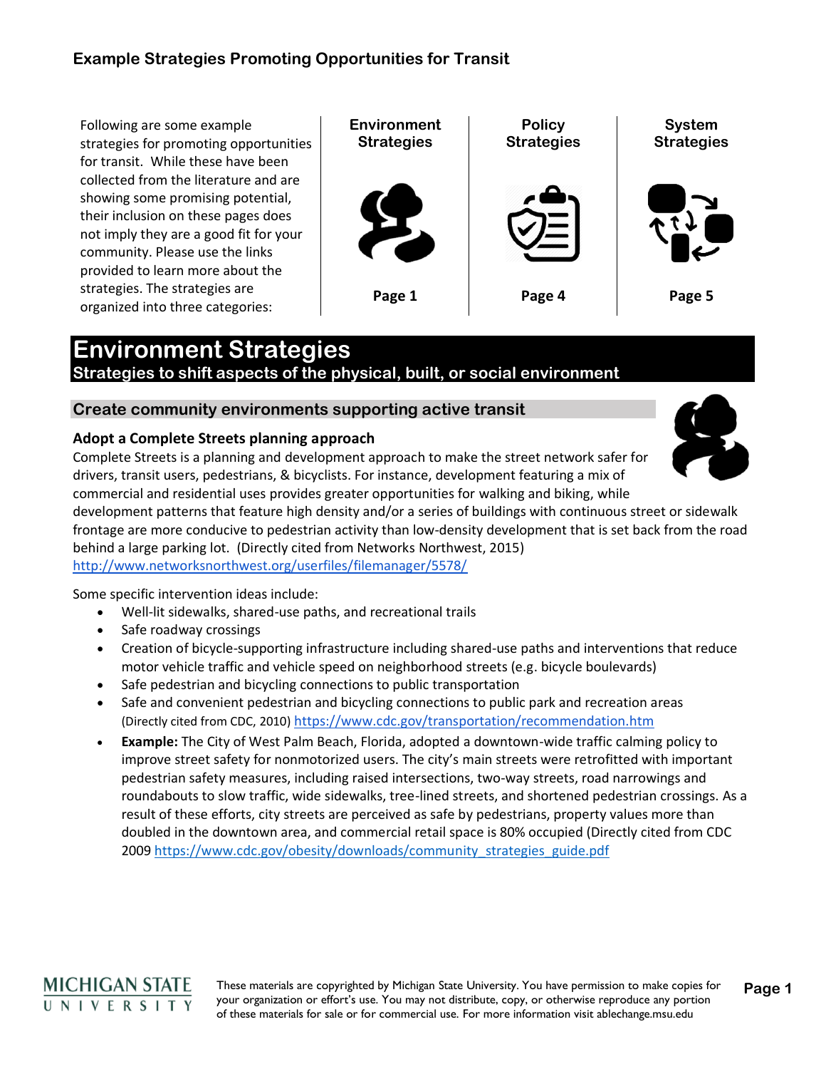## Example Strategies Promoting Opportunities for Transit

Following are some example strategies for promoting opportunities for transit. While these have been collected from the literature and are showing some promising potential, their inclusion on these pages does not imply they are a good fit for your community. Please use the links provided to learn more about the strategies. The strategies are organized into three categories:

| Environment Strategies | Policy Strategies | System Strategies |
| --- | --- | --- |
| Page 1 | Page 4 | Page 5 |

# Environment Strategies

**Strategies to shift aspects of the physical, built, or social environment**

## Create community environments supporting active transit

### Adopt a Complete Streets planning approach

Complete Streets is a planning and development approach to make the street network safer for drivers, transit users, pedestrians, & bicyclists. For instance, development featuring a mix of commercial and residential uses provides greater opportunities for walking and biking, while development patterns that feature high density and/or a series of buildings with continuous street or sidewalk frontage are more conducive to pedestrian activity than low-density development that is set back from the road behind a large parking lot. (Directly cited from Networks Northwest, 2015) http://www.networksnorthwest.org/userfiles/filemanager/5578/

Some specific intervention ideas include:

- Well-lit sidewalks, shared-use paths, and recreational trails
- Safe roadway crossings
- Creation of bicycle-supporting infrastructure including shared-use paths and interventions that reduce motor vehicle traffic and vehicle speed on neighborhood streets (e.g. bicycle boulevards)
- Safe pedestrian and bicycling connections to public transportation
- Safe and convenient pedestrian and bicycling connections to public park and recreation areas (Directly cited from CDC, 2010) https://www.cdc.gov/transportation/recommendation.htm
- **Example:** The City of West Palm Beach, Florida, adopted a downtown-wide traffic calming policy to improve street safety for nonmotorized users. The city's main streets were retrofitted with important pedestrian safety measures, including raised intersections, two-way streets, road narrowings and roundabouts to slow traffic, wide sidewalks, tree-lined streets, and shortened pedestrian crossings. As a result of these efforts, city streets are perceived as safe by pedestrians, property values more than doubled in the downtown area, and commercial retail space is 80% occupied (Directly cited from CDC 2009 https://www.cdc.gov/obesity/downloads/community_strategies_guide.pdf

These materials are copyrighted by Michigan State University. You have permission to make copies for your organization or effort's use. You may not distribute, copy, or otherwise reproduce any portion of these materials for sale or for commercial use. For more information visit ablechange.msu.edu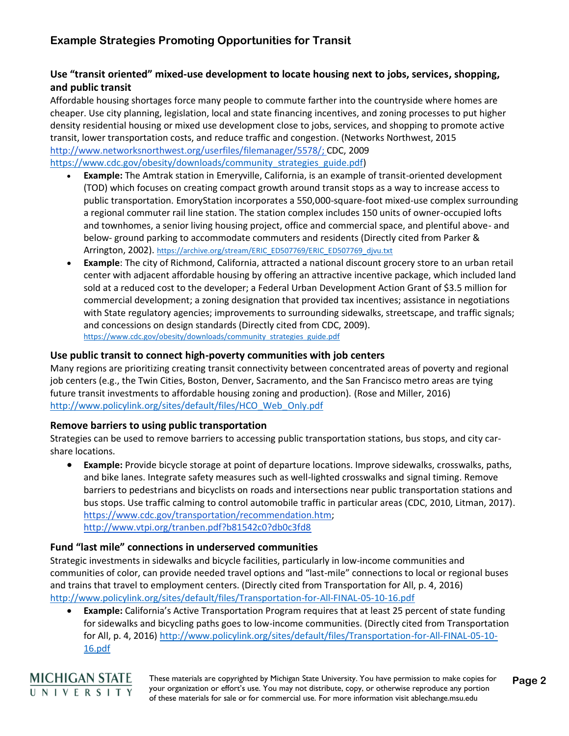## Example Strategies Promoting Opportunities for Transit

### Use "transit oriented" mixed-use development to locate housing next to jobs, services, shopping, and public transit

Affordable housing shortages force many people to commute farther into the countryside where homes are cheaper. Use city planning, legislation, local and state financing incentives, and zoning processes to put higher density residential housing or mixed use development close to jobs, services, and shopping to promote active transit, lower transportation costs, and reduce traffic and congestion. (Networks Northwest, 2015 http://www.networksnorthwest.org/userfiles/filemanager/5578/; CDC, 2009 https://www.cdc.gov/obesity/downloads/community_strategies_guide.pdf)

- **Example:** The Amtrak station in Emeryville, California, is an example of transit-oriented development (TOD) which focuses on creating compact growth around transit stops as a way to increase access to public transportation. EmoryStation incorporates a 550,000-square-foot mixed-use complex surrounding a regional commuter rail line station. The station complex includes 150 units of owner-occupied lofts and townhomes, a senior living housing project, office and commercial space, and plentiful above- and below- ground parking to accommodate commuters and residents (Directly cited from Parker & Arrington, 2002). https://archive.org/stream/ERIC_ED507769/ERIC_ED507769_djvu.txt
- **Example**: The city of Richmond, California, attracted a national discount grocery store to an urban retail center with adjacent affordable housing by offering an attractive incentive package, which included land sold at a reduced cost to the developer; a Federal Urban Development Action Grant of $3.5 million for commercial development; a zoning designation that provided tax incentives; assistance in negotiations with State regulatory agencies; improvements to surrounding sidewalks, streetscape, and traffic signals; and concessions on design standards (Directly cited from CDC, 2009). https://www.cdc.gov/obesity/downloads/community_strategies_guide.pdf

### Use public transit to connect high-poverty communities with job centers

Many regions are prioritizing creating transit connectivity between concentrated areas of poverty and regional job centers (e.g., the Twin Cities, Boston, Denver, Sacramento, and the San Francisco metro areas are tying future transit investments to affordable housing zoning and production). (Rose and Miller, 2016) http://www.policylink.org/sites/default/files/HCO_Web_Only.pdf

### Remove barriers to using public transportation

Strategies can be used to remove barriers to accessing public transportation stations, bus stops, and city car-share locations.

- **Example:** Provide bicycle storage at point of departure locations. Improve sidewalks, crosswalks, paths, and bike lanes. Integrate safety measures such as well-lighted crosswalks and signal timing. Remove barriers to pedestrians and bicyclists on roads and intersections near public transportation stations and bus stops. Use traffic calming to control automobile traffic in particular areas (CDC, 2010, Litman, 2017). https://www.cdc.gov/transportation/recommendation.htm; http://www.vtpi.org/tranben.pdf?b81542c0?db0c3fd8

### Fund "last mile" connections in underserved communities

Strategic investments in sidewalks and bicycle facilities, particularly in low-income communities and communities of color, can provide needed travel options and "last-mile" connections to local or regional buses and trains that travel to employment centers. (Directly cited from Transportation for All, p. 4, 2016) http://www.policylink.org/sites/default/files/Transportation-for-All-FINAL-05-10-16.pdf

- **Example:** California's Active Transportation Program requires that at least 25 percent of state funding for sidewalks and bicycling paths goes to low-income communities. (Directly cited from Transportation for All, p. 4, 2016) http://www.policylink.org/sites/default/files/Transportation-for-All-FINAL-05-10-16.pdf

MICHIGAN STATE UNIVERSITY

These materials are copyrighted by Michigan State University. You have permission to make copies for your organization or effort's use. You may not distribute, copy, or otherwise reproduce any portion of these materials for sale or for commercial use. For more information visit ablechange.msu.edu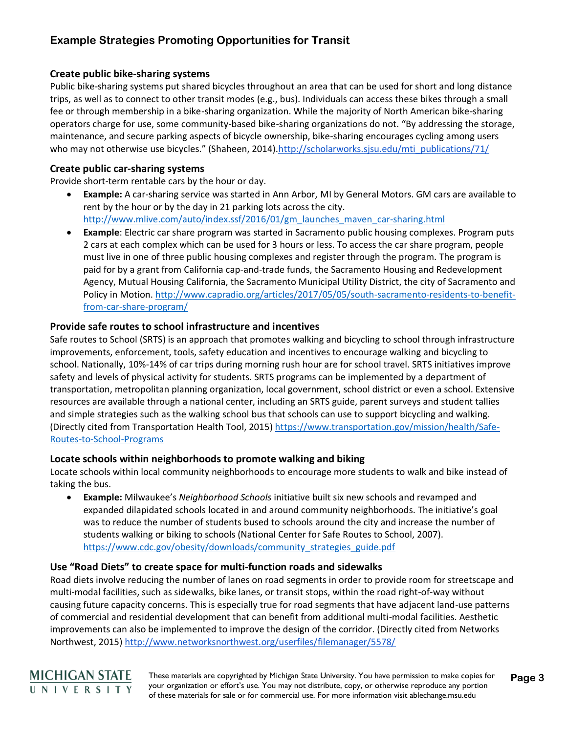## Example Strategies Promoting Opportunities for Transit

### Create public bike-sharing systems

Public bike-sharing systems put shared bicycles throughout an area that can be used for short and long distance trips, as well as to connect to other transit modes (e.g., bus). Individuals can access these bikes through a small fee or through membership in a bike-sharing organization. While the majority of North American bike-sharing operators charge for use, some community-based bike-sharing organizations do not. "By addressing the storage, maintenance, and secure parking aspects of bicycle ownership, bike-sharing encourages cycling among users who may not otherwise use bicycles." (Shaheen, 2014).http://scholarworks.sjsu.edu/mti_publications/71/

### Create public car-sharing systems

Provide short-term rentable cars by the hour or day.

- **Example:** A car-sharing service was started in Ann Arbor, MI by General Motors. GM cars are available to rent by the hour or by the day in 21 parking lots across the city. http://www.mlive.com/auto/index.ssf/2016/01/gm_launches_maven_car-sharing.html
- **Example**: Electric car share program was started in Sacramento public housing complexes. Program puts 2 cars at each complex which can be used for 3 hours or less. To access the car share program, people must live in one of three public housing complexes and register through the program. The program is paid for by a grant from California cap-and-trade funds, the Sacramento Housing and Redevelopment Agency, Mutual Housing California, the Sacramento Municipal Utility District, the city of Sacramento and Policy in Motion. http://www.capradio.org/articles/2017/05/05/south-sacramento-residents-to-benefit-from-car-share-program/

### Provide safe routes to school infrastructure and incentives

Safe routes to School (SRTS) is an approach that promotes walking and bicycling to school through infrastructure improvements, enforcement, tools, safety education and incentives to encourage walking and bicycling to school. Nationally, 10%-14% of car trips during morning rush hour are for school travel. SRTS initiatives improve safety and levels of physical activity for students. SRTS programs can be implemented by a department of transportation, metropolitan planning organization, local government, school district or even a school. Extensive resources are available through a national center, including an SRTS guide, parent surveys and student tallies and simple strategies such as the walking school bus that schools can use to support bicycling and walking. (Directly cited from Transportation Health Tool, 2015) https://www.transportation.gov/mission/health/Safe-Routes-to-School-Programs

### Locate schools within neighborhoods to promote walking and biking

Locate schools within local community neighborhoods to encourage more students to walk and bike instead of taking the bus.

- **Example:** Milwaukee's *Neighborhood Schools* initiative built six new schools and revamped and expanded dilapidated schools located in and around community neighborhoods. The initiative's goal was to reduce the number of students bused to schools around the city and increase the number of students walking or biking to schools (National Center for Safe Routes to School, 2007). https://www.cdc.gov/obesity/downloads/community_strategies_guide.pdf

### Use "Road Diets" to create space for multi-function roads and sidewalks

Road diets involve reducing the number of lanes on road segments in order to provide room for streetscape and multi-modal facilities, such as sidewalks, bike lanes, or transit stops, within the road right-of-way without causing future capacity concerns. This is especially true for road segments that have adjacent land-use patterns of commercial and residential development that can benefit from additional multi-modal facilities. Aesthetic improvements can also be implemented to improve the design of the corridor. (Directly cited from Networks Northwest, 2015) http://www.networksnorthwest.org/userfiles/filemanager/5578/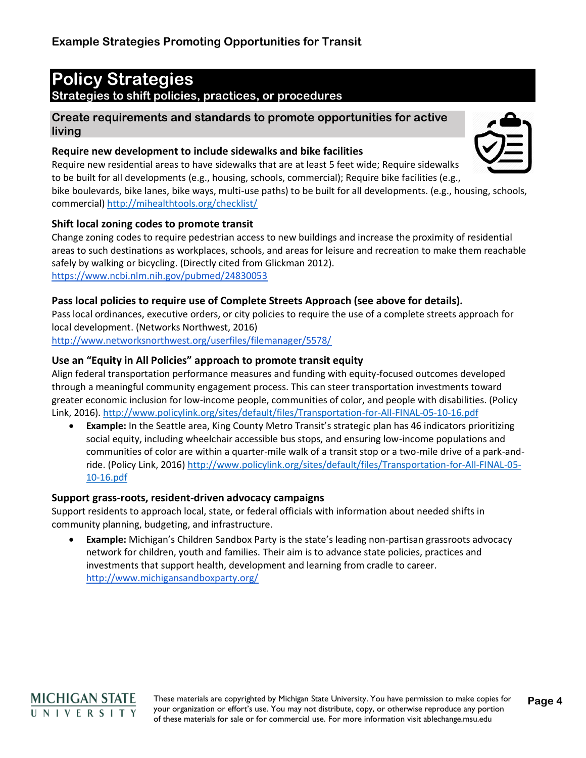### Example Strategies Promoting Opportunities for Transit

# Policy Strategies

**Strategies to shift policies, practices, or procedures**

## Create requirements and standards to promote opportunities for active living

**Require new development to include sidewalks and bike facilities**

Require new residential areas to have sidewalks that are at least 5 feet wide; Require sidewalks to be built for all developments (e.g., housing, schools, commercial); Require bike facilities (e.g., bike boulevards, bike lanes, bike ways, multi-use paths) to be built for all developments. (e.g., housing, schools, commercial) http://mihealthtools.org/checklist/

**Shift local zoning codes to promote transit**

Change zoning codes to require pedestrian access to new buildings and increase the proximity of residential areas to such destinations as workplaces, schools, and areas for leisure and recreation to make them reachable safely by walking or bicycling. (Directly cited from Glickman 2012). https://www.ncbi.nlm.nih.gov/pubmed/24830053

**Pass local policies to require use of Complete Streets Approach (see above for details).**

Pass local ordinances, executive orders, or city policies to require the use of a complete streets approach for local development. (Networks Northwest, 2016) http://www.networksnorthwest.org/userfiles/filemanager/5578/

**Use an "Equity in All Policies" approach to promote transit equity**

Align federal transportation performance measures and funding with equity-focused outcomes developed through a meaningful community engagement process. This can steer transportation investments toward greater economic inclusion for low-income people, communities of color, and people with disabilities. (Policy Link, 2016). http://www.policylink.org/sites/default/files/Transportation-for-All-FINAL-05-10-16.pdf

- **Example:** In the Seattle area, King County Metro Transit's strategic plan has 46 indicators prioritizing social equity, including wheelchair accessible bus stops, and ensuring low-income populations and communities of color are within a quarter-mile walk of a transit stop or a two-mile drive of a park-and-ride. (Policy Link, 2016) http://www.policylink.org/sites/default/files/Transportation-for-All-FINAL-05-10-16.pdf

**Support grass-roots, resident-driven advocacy campaigns**

Support residents to approach local, state, or federal officials with information about needed shifts in community planning, budgeting, and infrastructure.

- **Example:** Michigan's Children Sandbox Party is the state's leading non-partisan grassroots advocacy network for children, youth and families. Their aim is to advance state policies, practices and investments that support health, development and learning from cradle to career. http://www.michigansandboxparty.org/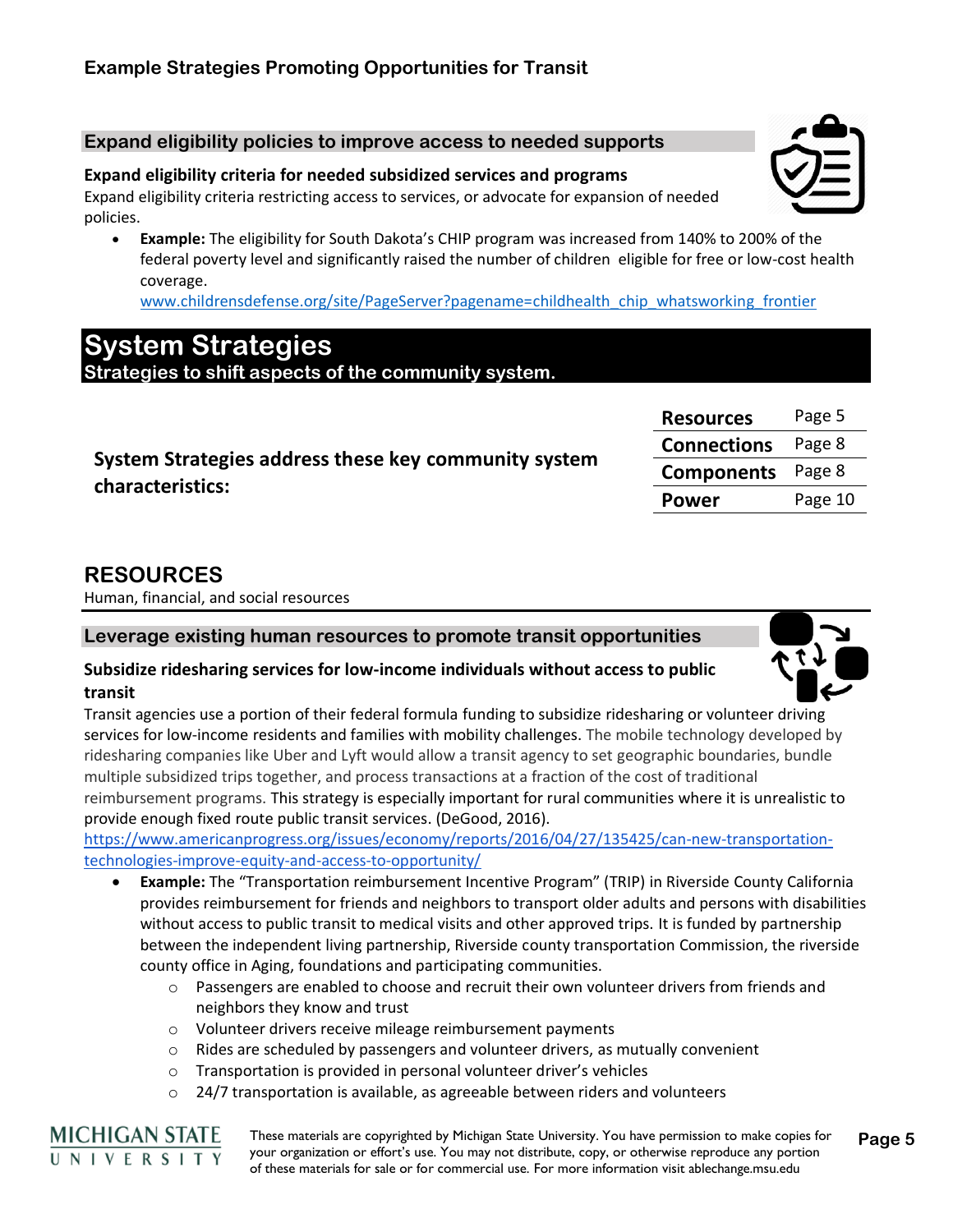## Example Strategies Promoting Opportunities for Transit

### Expand eligibility policies to improve access to needed supports

**Expand eligibility criteria for needed subsidized services and programs**

Expand eligibility criteria restricting access to services, or advocate for expansion of needed policies.

- **Example:** The eligibility for South Dakota's CHIP program was increased from 140% to 200% of the federal poverty level and significantly raised the number of children eligible for free or low-cost health coverage.
  www.childrensdefense.org/site/PageServer?pagename=childhealth_chip_whatsworking_frontier

# System Strategies

**Strategies to shift aspects of the community system.**

**System Strategies address these key community system characteristics:**

| | |
|---|---|
| **Resources** | Page 5 |
| **Connections** | Page 8 |
| **Components** | Page 8 |
| **Power** | Page 10 |

## RESOURCES

Human, financial, and social resources

### Leverage existing human resources to promote transit opportunities

**Subsidize ridesharing services for low-income individuals without access to public transit**

Transit agencies use a portion of their federal formula funding to subsidize ridesharing or volunteer driving services for low-income residents and families with mobility challenges. The mobile technology developed by ridesharing companies like Uber and Lyft would allow a transit agency to set geographic boundaries, bundle multiple subsidized trips together, and process transactions at a fraction of the cost of traditional reimbursement programs. This strategy is especially important for rural communities where it is unrealistic to provide enough fixed route public transit services. (DeGood, 2016).
https://www.americanprogress.org/issues/economy/reports/2016/04/27/135425/can-new-transportation-technologies-improve-equity-and-access-to-opportunity/

- **Example:** The "Transportation reimbursement Incentive Program" (TRIP) in Riverside County California provides reimbursement for friends and neighbors to transport older adults and persons with disabilities without access to public transit to medical visits and other approved trips. It is funded by partnership between the independent living partnership, Riverside county transportation Commission, the riverside county office in Aging, foundations and participating communities.
  - Passengers are enabled to choose and recruit their own volunteer drivers from friends and neighbors they know and trust
  - Volunteer drivers receive mileage reimbursement payments
  - Rides are scheduled by passengers and volunteer drivers, as mutually convenient
  - Transportation is provided in personal volunteer driver's vehicles
  - 24/7 transportation is available, as agreeable between riders and volunteers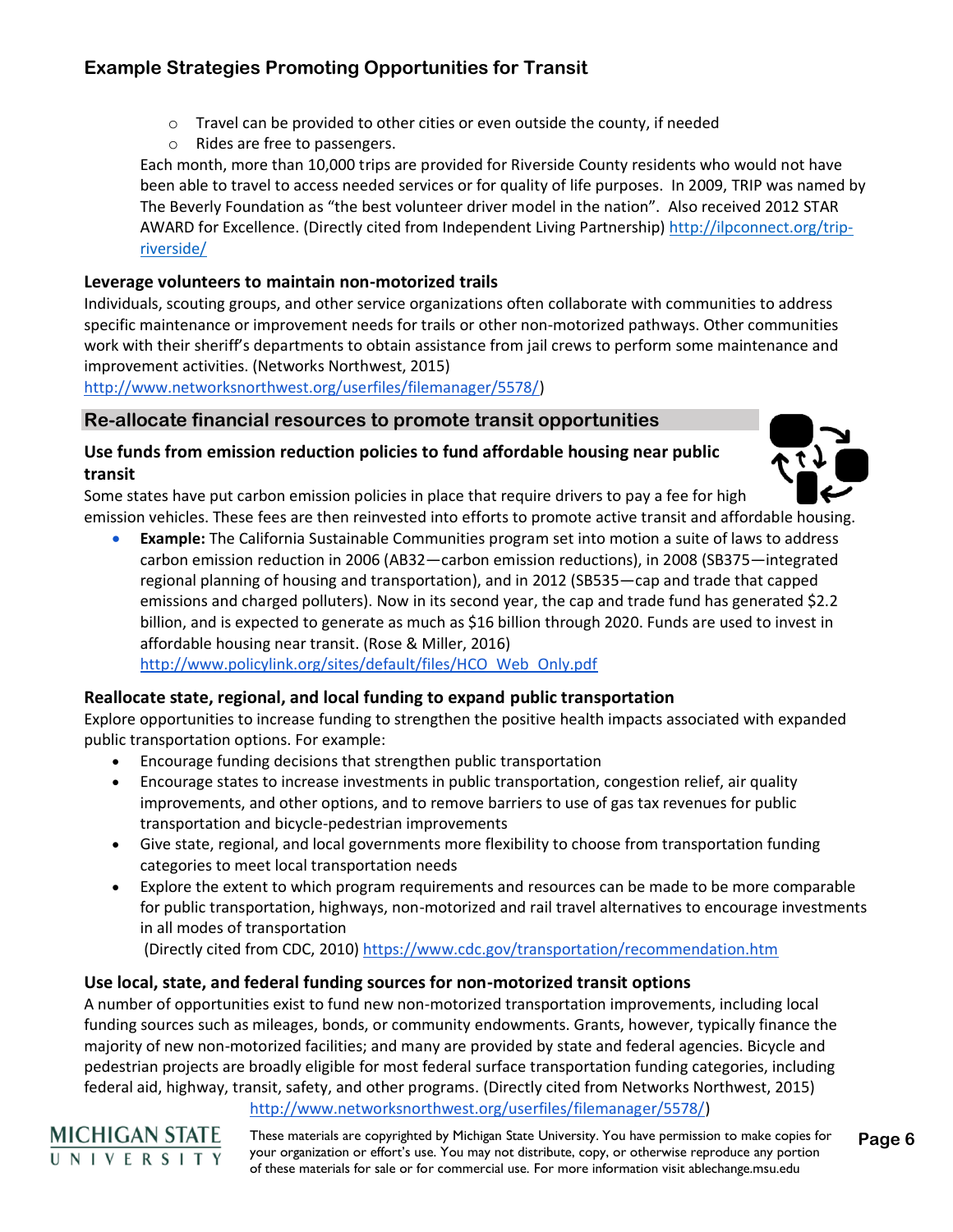- Travel can be provided to other cities or even outside the county, if needed
- Rides are free to passengers.

Each month, more than 10,000 trips are provided for Riverside County residents who would not have been able to travel to access needed services or for quality of life purposes. In 2009, TRIP was named by The Beverly Foundation as "the best volunteer driver model in the nation". Also received 2012 STAR AWARD for Excellence. (Directly cited from Independent Living Partnership) http://ilpconnect.org/trip-riverside/

### Leverage volunteers to maintain non-motorized trails

Individuals, scouting groups, and other service organizations often collaborate with communities to address specific maintenance or improvement needs for trails or other non-motorized pathways. Other communities work with their sheriff's departments to obtain assistance from jail crews to perform some maintenance and improvement activities. (Networks Northwest, 2015) http://www.networksnorthwest.org/userfiles/filemanager/5578/)

## Re-allocate financial resources to promote transit opportunities

### Use funds from emission reduction policies to fund affordable housing near public transit

Some states have put carbon emission policies in place that require drivers to pay a fee for high emission vehicles. These fees are then reinvested into efforts to promote active transit and affordable housing.

- **Example:** The California Sustainable Communities program set into motion a suite of laws to address carbon emission reduction in 2006 (AB32—carbon emission reductions), in 2008 (SB375—integrated regional planning of housing and transportation), and in 2012 (SB535—cap and trade that capped emissions and charged polluters). Now in its second year, the cap and trade fund has generated $2.2 billion, and is expected to generate as much as $16 billion through 2020. Funds are used to invest in affordable housing near transit. (Rose & Miller, 2016) http://www.policylink.org/sites/default/files/HCO_Web_Only.pdf

### Reallocate state, regional, and local funding to expand public transportation

Explore opportunities to increase funding to strengthen the positive health impacts associated with expanded public transportation options. For example:

- Encourage funding decisions that strengthen public transportation
- Encourage states to increase investments in public transportation, congestion relief, air quality improvements, and other options, and to remove barriers to use of gas tax revenues for public transportation and bicycle-pedestrian improvements
- Give state, regional, and local governments more flexibility to choose from transportation funding categories to meet local transportation needs
- Explore the extent to which program requirements and resources can be made to be more comparable for public transportation, highways, non-motorized and rail travel alternatives to encourage investments in all modes of transportation

(Directly cited from CDC, 2010) https://www.cdc.gov/transportation/recommendation.htm

### Use local, state, and federal funding sources for non-motorized transit options

A number of opportunities exist to fund new non-motorized transportation improvements, including local funding sources such as mileages, bonds, or community endowments. Grants, however, typically finance the majority of new non-motorized facilities; and many are provided by state and federal agencies. Bicycle and pedestrian projects are broadly eligible for most federal surface transportation funding categories, including federal aid, highway, transit, safety, and other programs. (Directly cited from Networks Northwest, 2015) http://www.networksnorthwest.org/userfiles/filemanager/5578/)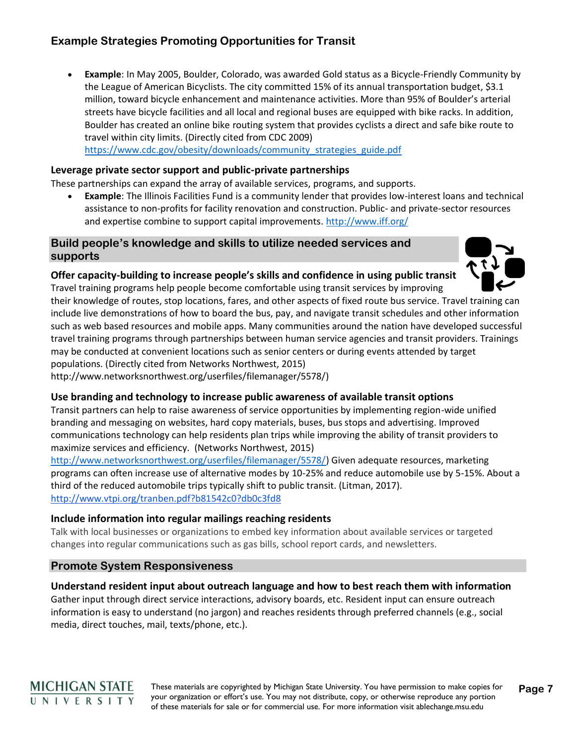## Example Strategies Promoting Opportunities for Transit

- **Example**: In May 2005, Boulder, Colorado, was awarded Gold status as a Bicycle-Friendly Community by the League of American Bicyclists. The city committed 15% of its annual transportation budget, $3.1 million, toward bicycle enhancement and maintenance activities. More than 95% of Boulder's arterial streets have bicycle facilities and all local and regional buses are equipped with bike racks. In addition, Boulder has created an online bike routing system that provides cyclists a direct and safe bike route to travel within city limits. (Directly cited from CDC 2009) https://www.cdc.gov/obesity/downloads/community_strategies_guide.pdf

**Leverage private sector support and public-private partnerships**

These partnerships can expand the array of available services, programs, and supports.

- **Example**: The Illinois Facilities Fund is a community lender that provides low-interest loans and technical assistance to non-profits for facility renovation and construction. Public- and private-sector resources and expertise combine to support capital improvements. http://www.iff.org/

### Build people's knowledge and skills to utilize needed services and supports

**Offer capacity-building to increase people's skills and confidence in using public transit**

Travel training programs help people become comfortable using transit services by improving their knowledge of routes, stop locations, fares, and other aspects of fixed route bus service. Travel training can include live demonstrations of how to board the bus, pay, and navigate transit schedules and other information such as web based resources and mobile apps. Many communities around the nation have developed successful travel training programs through partnerships between human service agencies and transit providers. Trainings may be conducted at convenient locations such as senior centers or during events attended by target populations. (Directly cited from Networks Northwest, 2015) http://www.networksnorthwest.org/userfiles/filemanager/5578/)

**Use branding and technology to increase public awareness of available transit options**

Transit partners can help to raise awareness of service opportunities by implementing region-wide unified branding and messaging on websites, hard copy materials, buses, bus stops and advertising. Improved communications technology can help residents plan trips while improving the ability of transit providers to maximize services and efficiency. (Networks Northwest, 2015) http://www.networksnorthwest.org/userfiles/filemanager/5578/) Given adequate resources, marketing programs can often increase use of alternative modes by 10-25% and reduce automobile use by 5-15%. About a third of the reduced automobile trips typically shift to public transit. (Litman, 2017). http://www.vtpi.org/tranben.pdf?b81542c0?db0c3fd8

**Include information into regular mailings reaching residents**

Talk with local businesses or organizations to embed key information about available services or targeted changes into regular communications such as gas bills, school report cards, and newsletters.

### Promote System Responsiveness

**Understand resident input about outreach language and how to best reach them with information**

Gather input through direct service interactions, advisory boards, etc. Resident input can ensure outreach information is easy to understand (no jargon) and reaches residents through preferred channels (e.g., social media, direct touches, mail, texts/phone, etc.).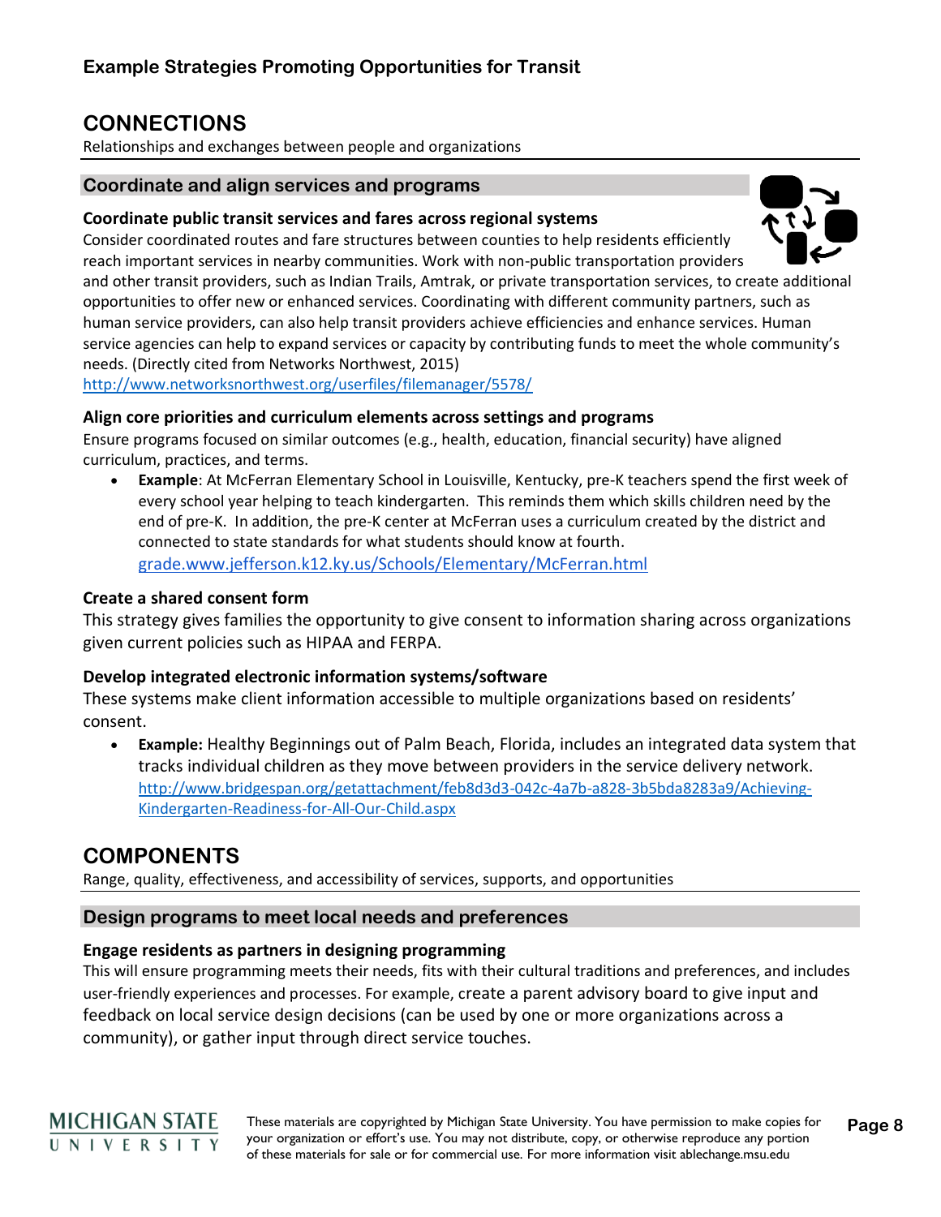## Example Strategies Promoting Opportunities for Transit

# CONNECTIONS

Relationships and exchanges between people and organizations

### Coordinate and align services and programs

**Coordinate public transit services and fares across regional systems**

Consider coordinated routes and fare structures between counties to help residents efficiently reach important services in nearby communities. Work with non-public transportation providers and other transit providers, such as Indian Trails, Amtrak, or private transportation services, to create additional opportunities to offer new or enhanced services. Coordinating with different community partners, such as human service providers, can also help transit providers achieve efficiencies and enhance services. Human service agencies can help to expand services or capacity by contributing funds to meet the whole community's needs. (Directly cited from Networks Northwest, 2015)
http://www.networksnorthwest.org/userfiles/filemanager/5578/

**Align core priorities and curriculum elements across settings and programs**

Ensure programs focused on similar outcomes (e.g., health, education, financial security) have aligned curriculum, practices, and terms.

- **Example**: At McFerran Elementary School in Louisville, Kentucky, pre-K teachers spend the first week of every school year helping to teach kindergarten. This reminds them which skills children need by the end of pre-K. In addition, the pre-K center at McFerran uses a curriculum created by the district and connected to state standards for what students should know at fourth. grade.www.jefferson.k12.ky.us/Schools/Elementary/McFerran.html

**Create a shared consent form**

This strategy gives families the opportunity to give consent to information sharing across organizations given current policies such as HIPAA and FERPA.

**Develop integrated electronic information systems/software**

These systems make client information accessible to multiple organizations based on residents' consent.

- **Example:** Healthy Beginnings out of Palm Beach, Florida, includes an integrated data system that tracks individual children as they move between providers in the service delivery network. http://www.bridgespan.org/getattachment/feb8d3d3-042c-4a7b-a828-3b5bda8283a9/Achieving-Kindergarten-Readiness-for-All-Our-Child.aspx

# COMPONENTS

Range, quality, effectiveness, and accessibility of services, supports, and opportunities

### Design programs to meet local needs and preferences

**Engage residents as partners in designing programming**

This will ensure programming meets their needs, fits with their cultural traditions and preferences, and includes user-friendly experiences and processes. For example, create a parent advisory board to give input and feedback on local service design decisions (can be used by one or more organizations across a community), or gather input through direct service touches.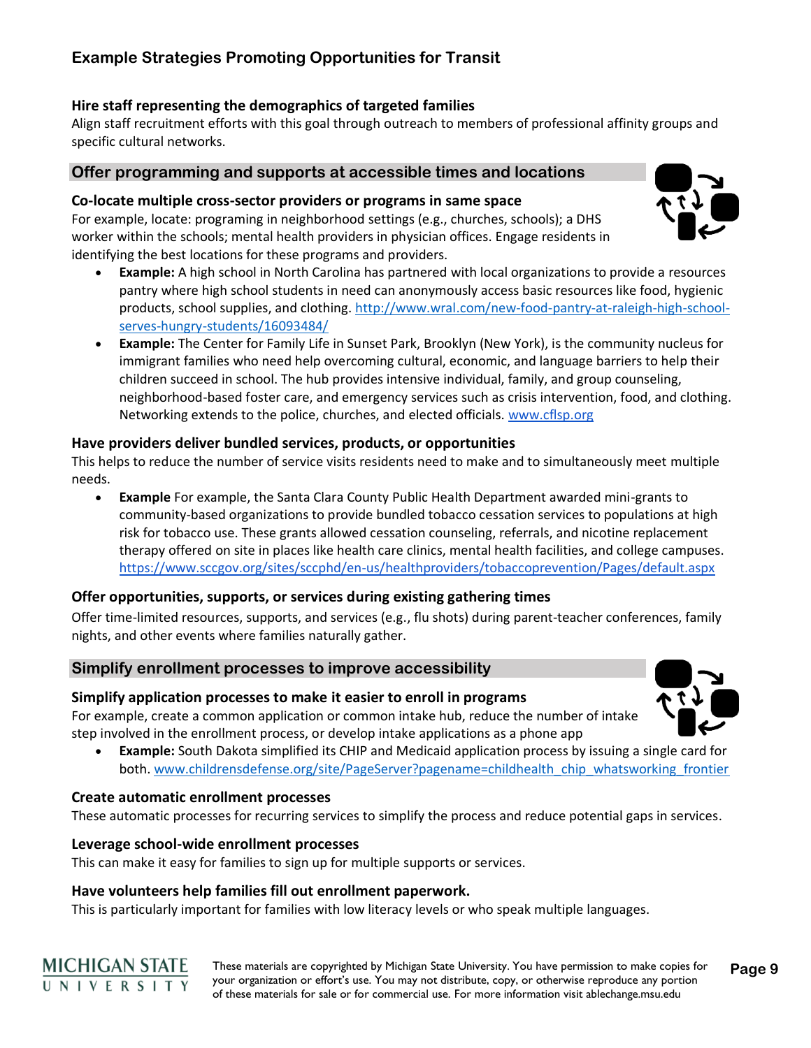## Example Strategies Promoting Opportunities for Transit

### Hire staff representing the demographics of targeted families

Align staff recruitment efforts with this goal through outreach to members of professional affinity groups and specific cultural networks.

## Offer programming and supports at accessible times and locations

### Co-locate multiple cross-sector providers or programs in same space

For example, locate: programing in neighborhood settings (e.g., churches, schools); a DHS worker within the schools; mental health providers in physician offices. Engage residents in identifying the best locations for these programs and providers.

- **Example:** A high school in North Carolina has partnered with local organizations to provide a resources pantry where high school students in need can anonymously access basic resources like food, hygienic products, school supplies, and clothing. http://www.wral.com/new-food-pantry-at-raleigh-high-school-serves-hungry-students/16093484/
- **Example:** The Center for Family Life in Sunset Park, Brooklyn (New York), is the community nucleus for immigrant families who need help overcoming cultural, economic, and language barriers to help their children succeed in school. The hub provides intensive individual, family, and group counseling, neighborhood-based foster care, and emergency services such as crisis intervention, food, and clothing. Networking extends to the police, churches, and elected officials. www.cflsp.org

### Have providers deliver bundled services, products, or opportunities

This helps to reduce the number of service visits residents need to make and to simultaneously meet multiple needs.

- **Example** For example, the Santa Clara County Public Health Department awarded mini-grants to community-based organizations to provide bundled tobacco cessation services to populations at high risk for tobacco use. These grants allowed cessation counseling, referrals, and nicotine replacement therapy offered on site in places like health care clinics, mental health facilities, and college campuses. https://www.sccgov.org/sites/sccphd/en-us/healthproviders/tobaccoprevention/Pages/default.aspx

### Offer opportunities, supports, or services during existing gathering times

Offer time-limited resources, supports, and services (e.g., flu shots) during parent-teacher conferences, family nights, and other events where families naturally gather.

## Simplify enrollment processes to improve accessibility

### Simplify application processes to make it easier to enroll in programs

For example, create a common application or common intake hub, reduce the number of intake step involved in the enrollment process, or develop intake applications as a phone app

- **Example:** South Dakota simplified its CHIP and Medicaid application process by issuing a single card for both. www.childrensdefense.org/site/PageServer?pagename=childhealth_chip_whatsworking_frontier

### Create automatic enrollment processes

These automatic processes for recurring services to simplify the process and reduce potential gaps in services.

### Leverage school-wide enrollment processes

This can make it easy for families to sign up for multiple supports or services.

### Have volunteers help families fill out enrollment paperwork.

This is particularly important for families with low literacy levels or who speak multiple languages.

These materials are copyrighted by Michigan State University. You have permission to make copies for your organization or effort's use. You may not distribute, copy, or otherwise reproduce any portion of these materials for sale or for commercial use. For more information visit ablechange.msu.edu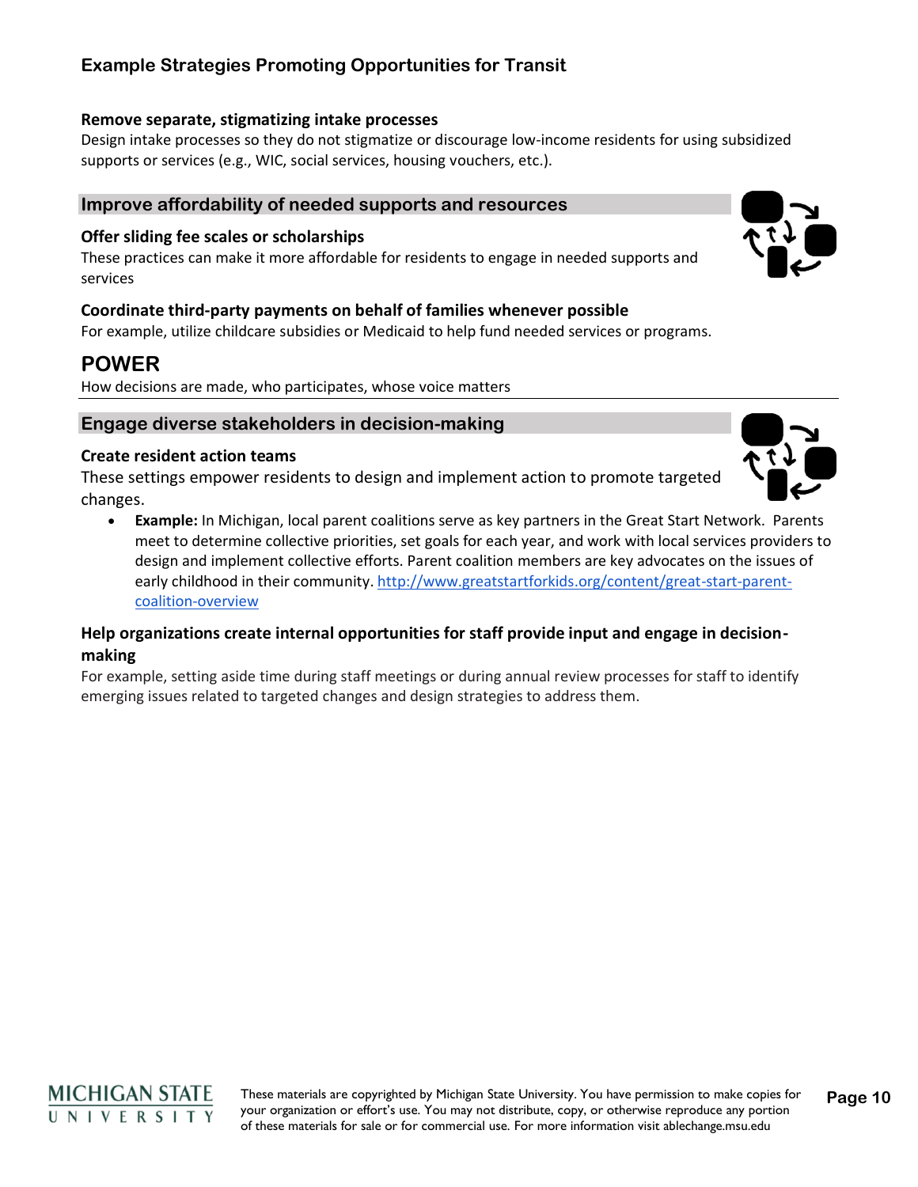## Example Strategies Promoting Opportunities for Transit

**Remove separate, stigmatizing intake processes**
Design intake processes so they do not stigmatize or discourage low-income residents for using subsidized supports or services (e.g., WIC, social services, housing vouchers, etc.).

### Improve affordability of needed supports and resources

**Offer sliding fee scales or scholarships**
These practices can make it more affordable for residents to engage in needed supports and services

**Coordinate third-party payments on behalf of families whenever possible**
For example, utilize childcare subsidies or Medicaid to help fund needed services or programs.

## POWER

How decisions are made, who participates, whose voice matters

### Engage diverse stakeholders in decision-making

**Create resident action teams**
These settings empower residents to design and implement action to promote targeted changes.

- **Example:** In Michigan, local parent coalitions serve as key partners in the Great Start Network. Parents meet to determine collective priorities, set goals for each year, and work with local services providers to design and implement collective efforts. Parent coalition members are key advocates on the issues of early childhood in their community. http://www.greatstartforkids.org/content/great-start-parent-coalition-overview

**Help organizations create internal opportunities for staff provide input and engage in decision-making**
For example, setting aside time during staff meetings or during annual review processes for staff to identify emerging issues related to targeted changes and design strategies to address them.